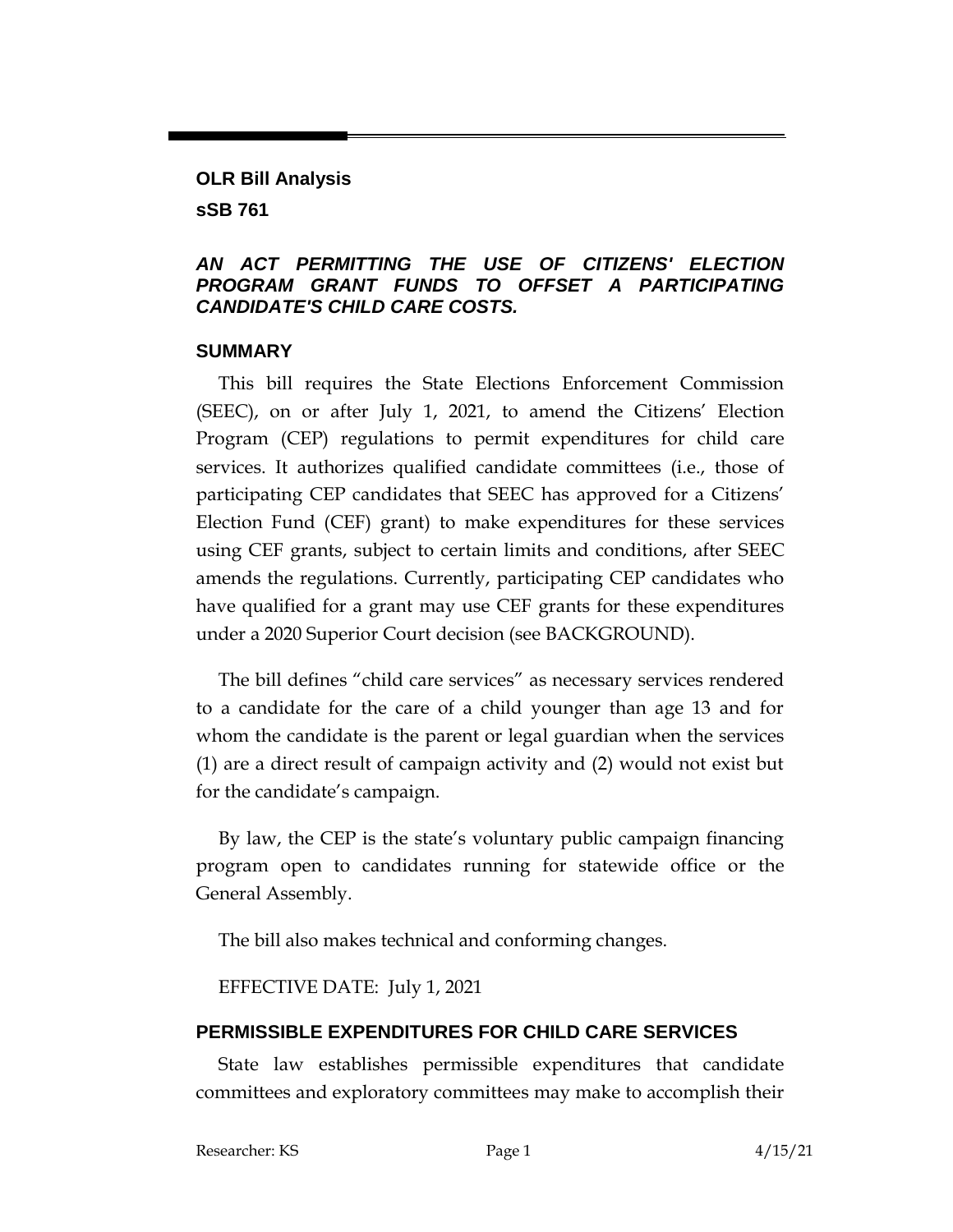## OLR Bill Analysis

## sSB 761

### *AN ACT PERMITTING THE USE OF CITIZENS' ELECTION PROGRAM GRANT FUNDS TO OFFSET A PARTICIPATING CANDIDATE'S CHILD CARE COSTS.*

### SUMMARY

This bill requires the State Elections Enforcement Commission (SEEC), on or after July 1, 2021, to amend the Citizens' Election Program (CEP) regulations to permit expenditures for child care services. It authorizes qualified candidate committees (i.e., those of participating CEP candidates that SEEC has approved for a Citizens' Election Fund (CEF) grant) to make expenditures for these services using CEF grants, subject to certain limits and conditions, after SEEC amends the regulations. Currently, participating CEP candidates who have qualified for a grant may use CEF grants for these expenditures under a 2020 Superior Court decision (see BACKGROUND).

The bill defines "child care services" as necessary services rendered to a candidate for the care of a child younger than age 13 and for whom the candidate is the parent or legal guardian when the services (1) are a direct result of campaign activity and (2) would not exist but for the candidate's campaign.

By law, the CEP is the state's voluntary public campaign financing program open to candidates running for statewide office or the General Assembly.

The bill also makes technical and conforming changes.

EFFECTIVE DATE: July 1, 2021

### PERMISSIBLE EXPENDITURES FOR CHILD CARE SERVICES

State law establishes permissible expenditures that candidate committees and exploratory committees may make to accomplish their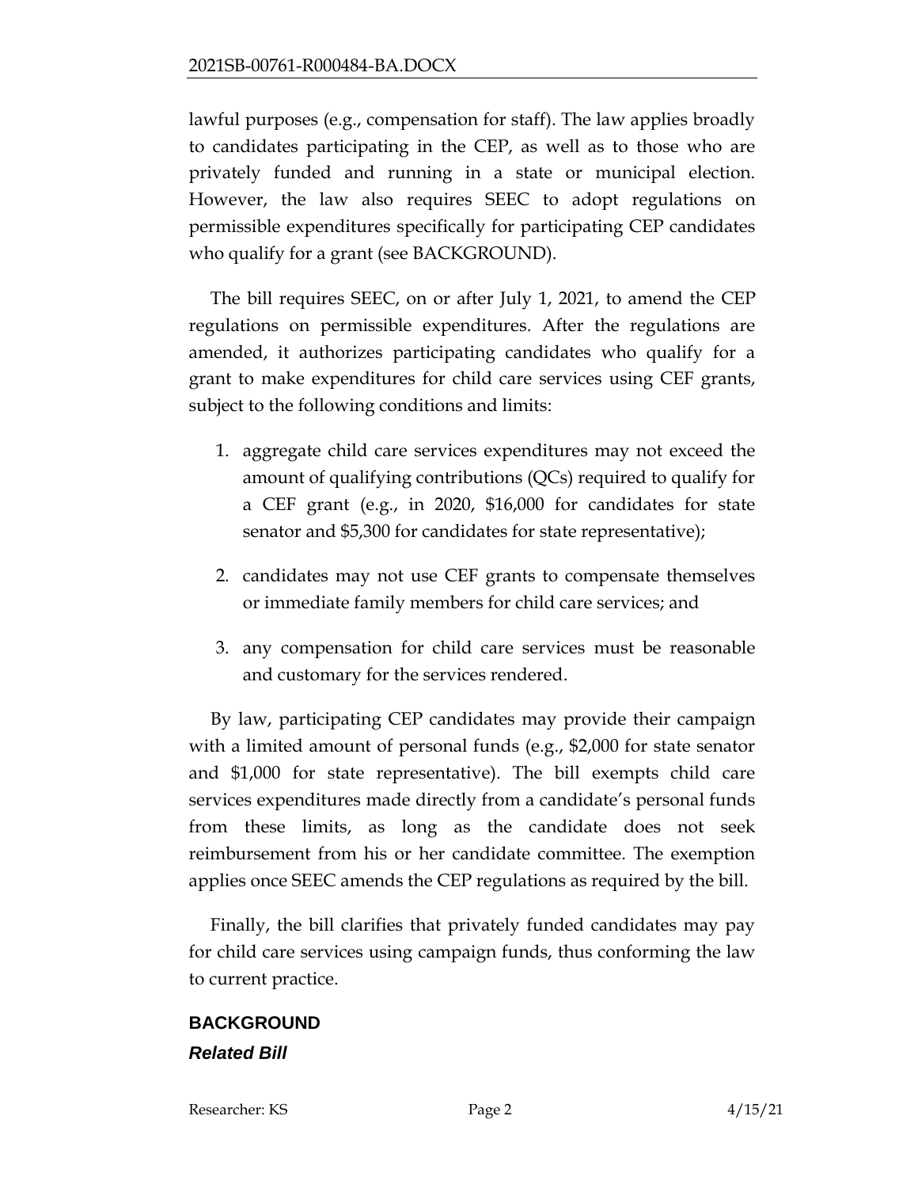lawful purposes (e.g., compensation for staff). The law applies broadly to candidates participating in the CEP, as well as to those who are privately funded and running in a state or municipal election. However, the law also requires SEEC to adopt regulations on permissible expenditures specifically for participating CEP candidates who qualify for a grant (see BACKGROUND).

The bill requires SEEC, on or after July 1, 2021, to amend the CEP regulations on permissible expenditures. After the regulations are amended, it authorizes participating candidates who qualify for a grant to make expenditures for child care services using CEF grants, subject to the following conditions and limits:

1. aggregate child care services expenditures may not exceed the amount of qualifying contributions (QCs) required to qualify for a CEF grant (e.g., in 2020, $16,000 for candidates for state senator and $5,300 for candidates for state representative);
2. candidates may not use CEF grants to compensate themselves or immediate family members for child care services; and
3. any compensation for child care services must be reasonable and customary for the services rendered.

By law, participating CEP candidates may provide their campaign with a limited amount of personal funds (e.g., $2,000 for state senator and $1,000 for state representative). The bill exempts child care services expenditures made directly from a candidate's personal funds from these limits, as long as the candidate does not seek reimbursement from his or her candidate committee. The exemption applies once SEEC amends the CEP regulations as required by the bill.

Finally, the bill clarifies that privately funded candidates may pay for child care services using campaign funds, thus conforming the law to current practice.

## BACKGROUND

### *Related Bill*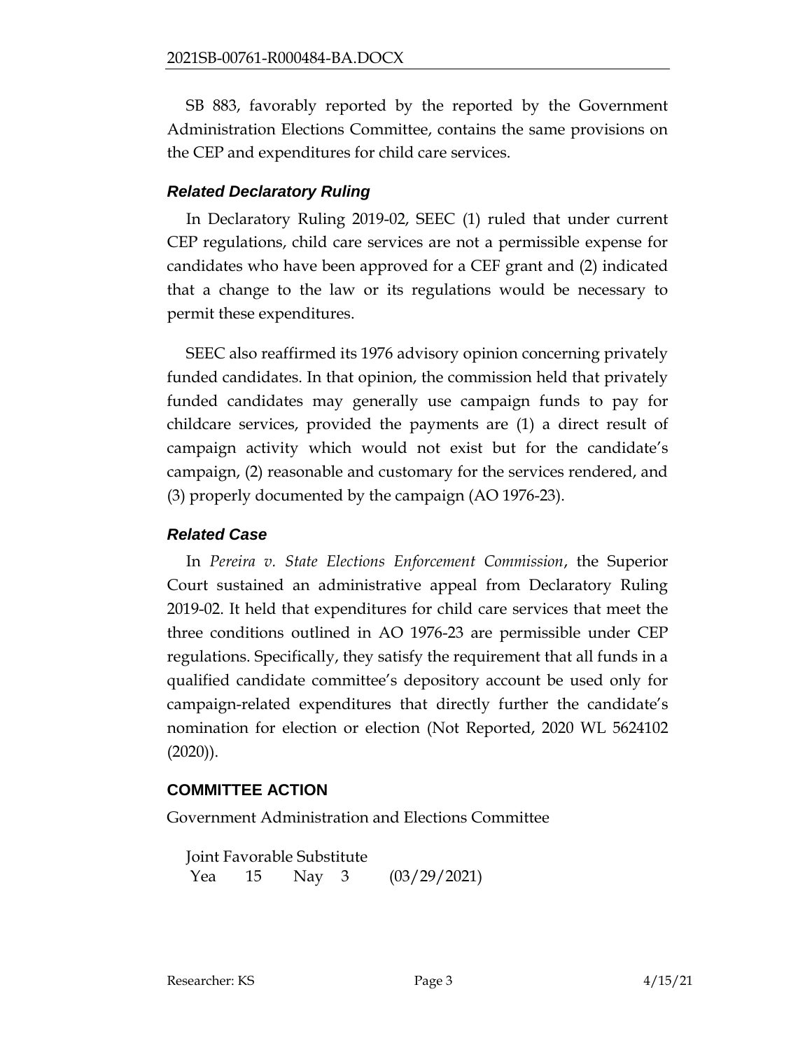SB 883, favorably reported by the reported by the Government Administration Elections Committee, contains the same provisions on the CEP and expenditures for child care services.

### *Related Declaratory Ruling*

In Declaratory Ruling 2019-02, SEEC (1) ruled that under current CEP regulations, child care services are not a permissible expense for candidates who have been approved for a CEF grant and (2) indicated that a change to the law or its regulations would be necessary to permit these expenditures.

SEEC also reaffirmed its 1976 advisory opinion concerning privately funded candidates. In that opinion, the commission held that privately funded candidates may generally use campaign funds to pay for childcare services, provided the payments are (1) a direct result of campaign activity which would not exist but for the candidate's campaign, (2) reasonable and customary for the services rendered, and (3) properly documented by the campaign (AO 1976-23).

### *Related Case*

In *Pereira v. State Elections Enforcement Commission*, the Superior Court sustained an administrative appeal from Declaratory Ruling 2019-02. It held that expenditures for child care services that meet the three conditions outlined in AO 1976-23 are permissible under CEP regulations. Specifically, they satisfy the requirement that all funds in a qualified candidate committee's depository account be used only for campaign-related expenditures that directly further the candidate's nomination for election or election (Not Reported, 2020 WL 5624102 (2020)).

## COMMITTEE ACTION

Government Administration and Elections Committee

| | | | | |
|---|---|---|---|---|
| Joint Favorable Substitute | | | | |
| Yea | 15 | Nay | 3 | (03/29/2021) |